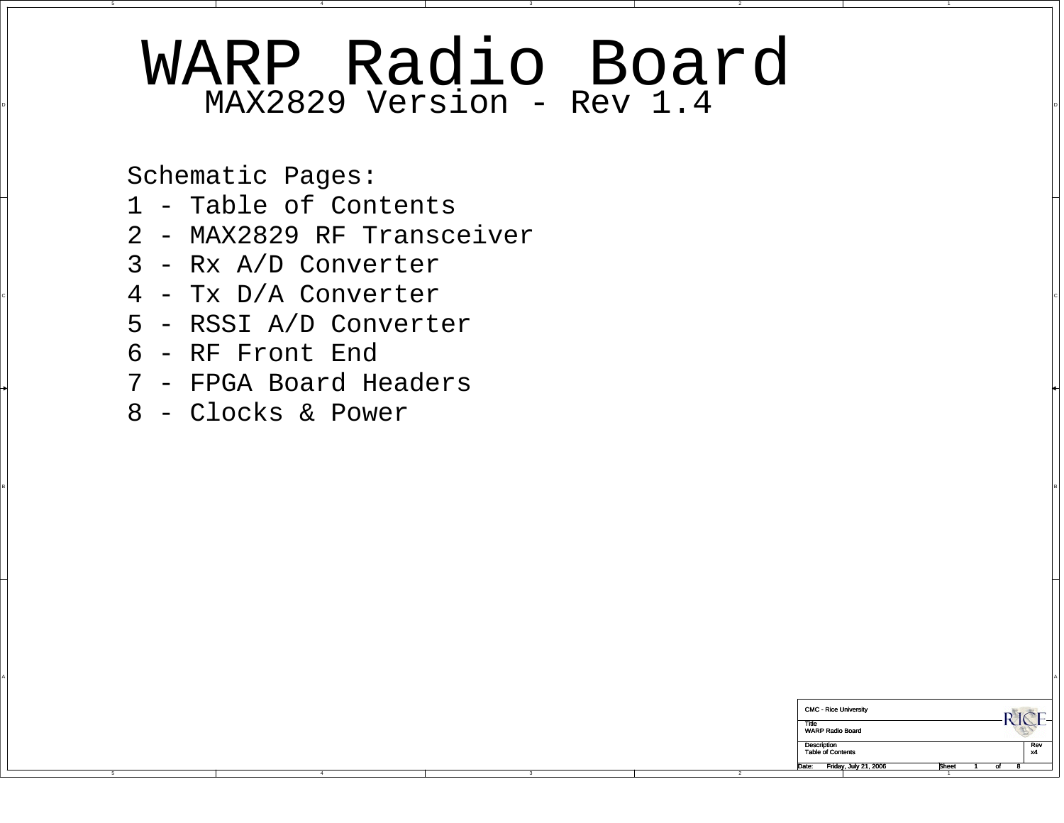# WARP Radio Board

## MAX2829 Version - Rev 1.4

Schematic Pages:

1 - Table of Contents
2 - MAX2829 RF Transceiver
3 - Rx A/D Converter
4 - Tx D/A Converter
5 - RSSI A/D Converter
6 - RF Front End
7 - FPGA Board Headers
8 - Clocks & Power

| CMC - Rice University | |
|---|---|
| Title: WARP Radio Board | |
| Description: Table of Contents | Rev: x4 |
| Date: Friday, July 21, 2006 | Sheet 1 of 8 |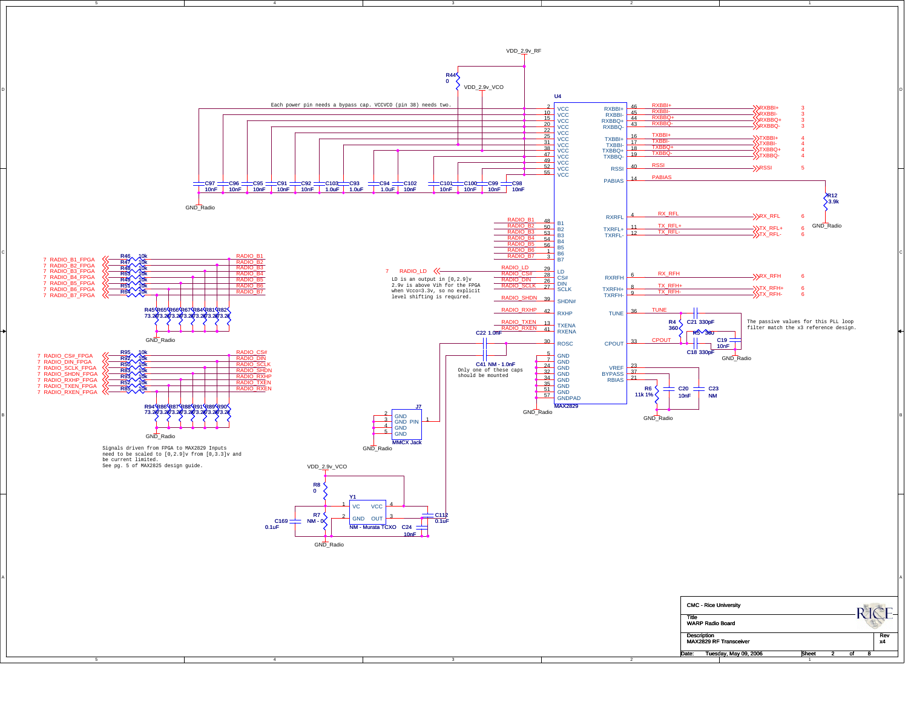Each power pin needs a bypass cap. VCCVCO (pin 38) needs two.

LD is an output in [0,2.9]v
2.9v is above Vih for the FPGA
when Vcco=3.3v, so no explicit
level shifting is required.

Only one of these caps
should be mounted

The passive values for this PLL loop
filter match the x3 reference design.

Signals driven from FPGA to MAX2829 Inputs
need to be scaled to [0,2.9]v from [0,3.3]v and
be current limited.
See pg. 5 of MAX2825 design guide.

| | |
|---|---|
| CMC - Rice University | |
| Title | WARP Radio Board |
| Description | MAX2829 RF Transceiver |
| Rev | x4 |
| Date: | Tuesday, May 09, 2006 |
| Sheet | 2 of 8 |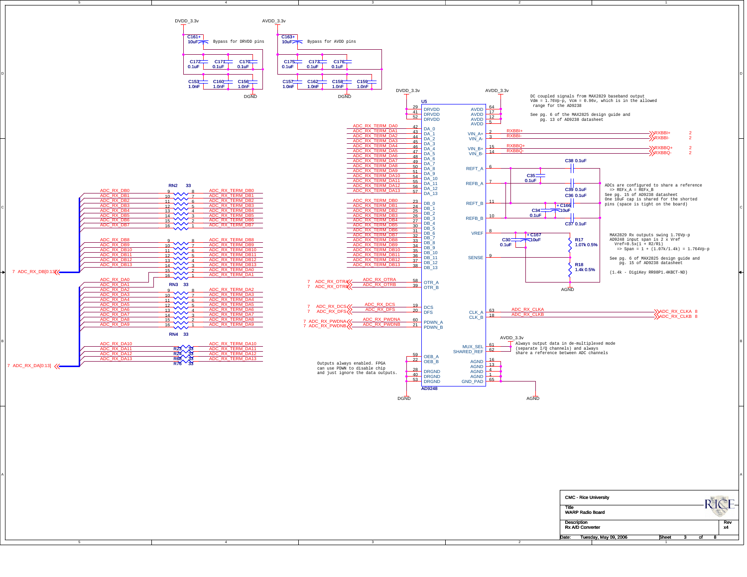DVDD_3.3v

AVDD_3.3v

C161+ 10uF Bypass for DRVDD pins

C163+ 10uF Bypass for AVDD pins

C172 0.1uF, C171 0.1uF, C170 0.1uF

C175 0.1uF, C173 0.1uF, C176 0.1uF

C153 1.0nF, C160 1.0nF, C156 1.0nF

C157 1.0nF, C162 1.0nF, C158 1.0nF, C159 1.0nF

DGND

U5 AD9248

| Pin | Name | Net |
|---|---|---|
| 29 | DRVDD | DVDD_3.3v |
| 41 | DRVDD | DVDD_3.3v |
| 52 | DRVDD | DVDD_3.3v |
| 64 | AVDD | AVDD_3.3v |
| 17 | AVDD | AVDD_3.3v |
| 12 | AVDD | AVDD_3.3v |
| 5 | AVDD | AVDD_3.3v |
| 42 | DA_0 | ADC_RX_TERM_DA0 |
| 43 | DA_1 | ADC_RX_TERM_DA1 |
| 44 | DA_2 | ADC_RX_TERM_DA2 |
| 45 | DA_3 | ADC_RX_TERM_DA3 |
| 46 | DA_4 | ADC_RX_TERM_DA4 |
| 47 | DA_5 | ADC_RX_TERM_DA5 |
| 48 | DA_6 | ADC_RX_TERM_DA6 |
| 49 | DA_7 | ADC_RX_TERM_DA7 |
| 50 | DA_8 | ADC_RX_TERM_DA8 |
| 51 | DA_9 | ADC_RX_TERM_DA9 |
| 54 | DA_10 | ADC_RX_TERM_DA10 |
| 55 | DA_11 | ADC_RX_TERM_DA11 |
| 56 | DA_12 | ADC_RX_TERM_DA12 |
| 57 | DA_13 | ADC_RX_TERM_DA13 |
| 23 | DB_0 | ADC_RX_TERM_DB0 |
| 24 | DB_1 | ADC_RX_TERM_DB1 |
| 25 | DB_2 | ADC_RX_TERM_DB2 |
| 26 | DB_3 | ADC_RX_TERM_DB3 |
| 27 | DB_4 | ADC_RX_TERM_DB4 |
| 30 | DB_5 | ADC_RX_TERM_DB5 |
| 31 | DB_6 | ADC_RX_TERM_DB6 |
| 32 | DB_7 | ADC_RX_TERM_DB7 |
| 33 | DB_8 | ADC_RX_TERM_DB8 |
| 34 | DB_9 | ADC_RX_TERM_DB9 |
| 35 | DB_10 | ADC_RX_TERM_DB10 |
| 36 | DB_11 | ADC_RX_TERM_DB11 |
| 37 | DB_12 | ADC_RX_TERM_DB12 |
| 38 | DB_13 | ADC_RX_TERM_DB13 |
| 58 | OTR_A | ADC_RX_OTRA |
| 39 | OTR_B | ADC_RX_OTRB |
| 19 | DCS | ADC_RX_DCS |
| 20 | DFS | ADC_RX_DFS |
| 60 | PDWN_A | ADC_RX_PWDNA |
| 21 | PDWN_B | ADC_RX_PWDNB |
| 59 | OEB_A | DGND |
| 22 | OEB_B | DGND |
| 28 | DRGND | DGND |
| 40 | DRGND | DGND |
| 53 | DRGND | DGND |
| 2 | VIN_A+ | RXBBI+ |
| 3 | VIN_A- | RXBBI- |
| 15 | VIN_B+ | RXBBQ+ |
| 14 | VIN_B- | RXBBQ- |
| 6 | REFT_A | |
| 7 | REFB_A | |
| 11 | REFT_B | |
| 10 | REFB_B | |
| 8 | VREF | |
| 9 | SENSE | |
| 63 | CLK_A | ADC_RX_CLKA |
| 18 | CLK_B | ADC_RX_CLKB |
| 61 | MUX_SEL | AVDD_3.3v |
| 62 | SHARED_REF | AVDD_3.3v |
| 16 | AGND | AGND |
| 13 | AGND | AGND |
| 4 | AGND | AGND |
| 1 | AGND | AGND |
| 65 | GND_PAD | AGND |

Resistor networks (33):

RN2 33: ADC_RX_DB0–ADC_RX_DB7 ↔ ADC_RX_TERM_DB0–ADC_RX_TERM_DB7 (pins 9/8, 10/7, 11/6, 12/5, 13/4, 14/3, 15/2, 16/1)

ADC_RX_DB8–ADC_RX_DB13 ↔ ADC_RX_TERM_DB8–ADC_RX_TERM_DB13; ADC_RX_DA0 ↔ ADC_RX_TERM_DA0, ADC_RX_DA1 ↔ ADC_RX_TERM_DA1

RN3 33: ADC_RX_DA2–ADC_RX_DA9 ↔ ADC_RX_TERM_DA2–ADC_RX_TERM_DA9

RN4 33

R23 33: ADC_RX_DA10 ↔ ADC_RX_TERM_DA10
R24 33: ADC_RX_DA11 ↔ ADC_RX_TERM_DA11
R69 33: ADC_RX_DA12 ↔ ADC_RX_TERM_DA12
R70 33: ADC_RX_DA13 ↔ ADC_RX_TERM_DA13

7 ADC_RX_DB[0:13]

7 ADC_RX_DA[0:13]

7 ADC_RX_OTRA, 7 ADC_RX_OTRB

7 ADC_RX_DCS, 7 ADC_RX_DFS

7 ADC_RX_PWDNA, 7 ADC_RX_PWDNB

Outputs always enabled. FPGA can use PDWN to disable chip and just ignore the data outputs.

RXBBI+ 2, RXBBI- 2, RXBBQ+ 2, RXBBQ- 2

DC coupled signals from MAX2829 baseband output
Vdm = 1.76Vp-p, Vcm = 0.96v, which is in the allowed range for the AD9238

See pg. 6 of the MAX2825 design guide and pg. 13 of AD9238 datasheet

C38 0.1uF, C35 0.1uF, C39 0.1uF, C36 0.1uF, C166 + 10uF, C34 0.1uF, C37 0.1uF

ADCs are configured to share a reference
=> REFx_A = REFx_B
See pg. 15 of AD9238 datasheet
One 10uF cap is shared for the shorted pins (space is tight on the board)

C30 0.1uF, C167 + 10uF

R17 1.07k 0.5%

R18 1.4k 0.5%

AGND

MAX2829 Rx outputs swing 1.76Vp-p
AD9248 input span is 2 x Vref
Vref=0.5x(1 + R2/R1)
=> Span = 1 + (1.07k/1.4k) = 1.764Vp-p

See pg. 6 of MAX2825 design guide and pg. 15 of AD9238 datasheet

(1.4k - DigiKey RR08P1.4KBCT-ND)

ADC_RX_CLKA 8, ADC_RX_CLKB 8

AVDD_3.3v

Always output data in de-multiplexed mode (separate I/Q channels) and always share a reference between ADC channels

DGND, AGND

CMC - Rice University

Title: WARP Radio Board

Description: Rx A/D Converter

Rev: x4

Date: Tuesday, May 09, 2006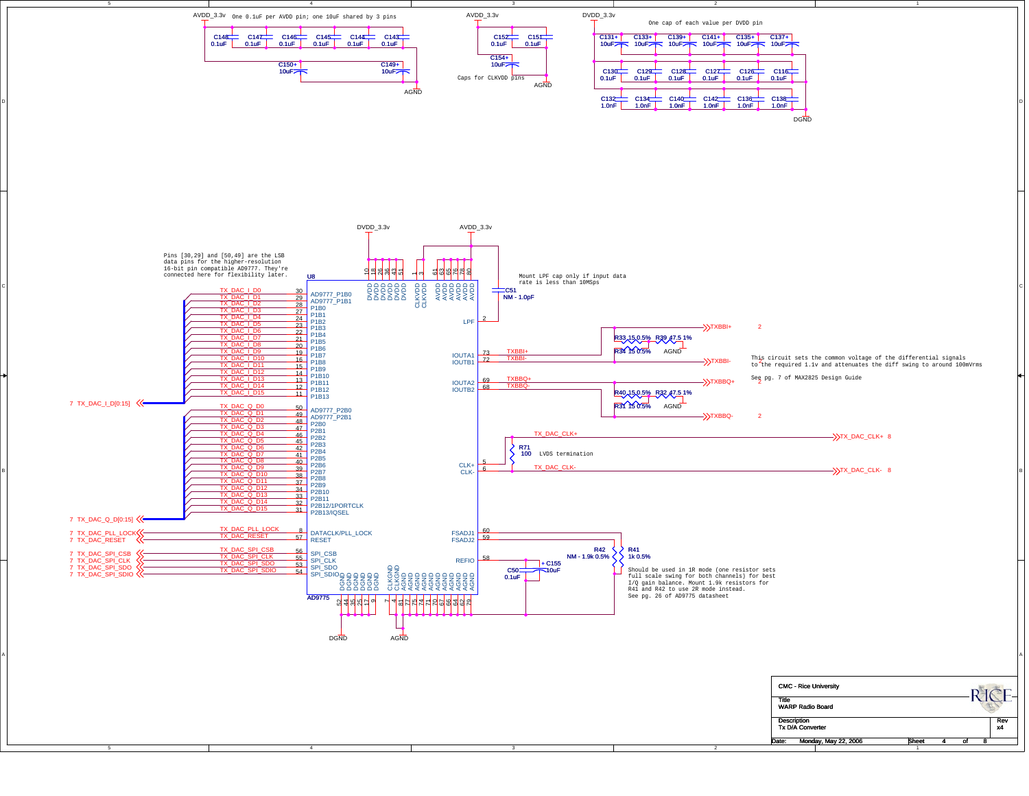AVDD_3.3v — One 0.1uF per AVDD pin; one 10uF shared by 3 pins

C148 0.1uF, C147 0.1uF, C146 0.1uF, C145 0.1uF, C144 0.1uF, C143 0.1uF

C150+ 10uF, C149+ 10uF — AGND

AVDD_3.3v — C152 0.1uF, C151 0.1uF, C154+ 10uF — Caps for CLKVDD pins — AGND

DVDD_3.3v — One cap of each value per DVDD pin

C131+ 10uF, C133+ 10uF, C139+ 10uF, C141+ 10uF, C135+ 10uF, C137+ 10uF

C130 0.1uF, C129 0.1uF, C128 0.1uF, C127 0.1uF, C126 0.1uF, C116 0.1uF

C132 1.0nF, C134 1.0nF, C140 1.0nF, C142 1.0nF, C136 1.0nF, C138 1.0nF — DGND

Pins [30,29] and [50,49] are the LSB data pins for the higher-resolution 16-bit pin compatible AD9777. They're connected here for flexibility later.

Mount LPF cap only if input data rate is less than 10MSps

C51 NM - 1.0pF

U8 AD9775

| Signal | Pin | Name |
|---|---|---|
| TX_DAC_I_D0 | 30 | AD9777_P1B0 |
| TX_DAC_I_D1 | 29 | AD9777_P1B1 |
| TX_DAC_I_D2 | 28 | P1B0 |
| TX_DAC_I_D3 | 27 | P1B1 |
| TX_DAC_I_D4 | 24 | P1B2 |
| TX_DAC_I_D5 | 23 | P1B3 |
| TX_DAC_I_D7 | 21 | P1B5 |
| TX_DAC_I_D6 | 22 | P1B4 |
| TX_DAC_I_D8 | 20 | P1B6 |
| TX_DAC_I_D9 | 19 | P1B7 |
| TX_DAC_I_D10 | 16 | P1B8 |
| TX_DAC_I_D11 | 15 | P1B9 |
| TX_DAC_I_D12 | 14 | P1B10 |
| TX_DAC_I_D13 | 13 | P1B11 |
| TX_DAC_I_D14 | 12 | P1B12 |
| TX_DAC_I_D15 | 11 | P1B13 |
| TX_DAC_Q_D0 | 50 | AD9777_P2B0 |
| TX_DAC_Q_D1 | 49 | AD9777_P2B1 |
| TX_DAC_Q_D2 | 48 | P2B0 |
| TX_DAC_Q_D3 | 47 | P2B1 |
| TX_DAC_Q_D4 | 46 | P2B2 |
| TX_DAC_Q_D5 | 45 | P2B3 |
| TX_DAC_Q_D6 | 42 | P2B4 |
| TX_DAC_Q_D7 | 41 | P2B5 |
| TX_DAC_Q_D8 | 40 | P2B6 |
| TX_DAC_Q_D9 | 39 | P2B7 |
| TX_DAC_Q_D10 | 38 | P2B8 |
| TX_DAC_Q_D11 | 37 | P2B9 |
| TX_DAC_Q_D12 | 34 | P2B10 |
| TX_DAC_Q_D13 | 33 | P2B11 |
| TX_DAC_Q_D14 | 32 | P2B12/1PORTCLK |
| TX_DAC_Q_D15 | 31 | P2B13/IQSEL |
| TX_DAC_PLL_LOCK | 8 | DATACLK/PLL_LOCK |
| TX_DAC_RESET | 57 | RESET |
| TX_DAC_SPI_CSB | 56 | SPI_CSB |
| TX_DAC_SPI_CLK | 55 | SPI_CLK |
| TX_DAC_SPI_SDO | 53 | SPI_SDO |
| TX_DAC_SPI_SDIO | 54 | SPI_SDIO |

Ports: 7 TX_DAC_I_D[0:15], 7 TX_DAC_Q_D[0:15], 7 TX_DAC_PLL_LOCK, 7 TX_DAC_RESET, 7 TX_DAC_SPI_CSB, 7 TX_DAC_SPI_CLK, 7 TX_DAC_SPI_SDO, 7 TX_DAC_SPI_SDIO

DVDD pins: 10, 18, 26, 36, 43, 51 (DVDD_3.3v); CLKVDD pins: 1, 3; AVDD pins: 61, 63, 65, 76, 78, 80 (AVDD_3.3v)

LPF: 2

IOUTA1 73 — TXBBI+; IOUTB1 72 — TXBBI-

IOUTA2 69 — TXBBQ+; IOUTB2 68 — TXBBQ-

R33 15 0.5%, R39 47.5 1%, R34 15 0.5% — AGND — TXBBI+ 2, TXBBI- 2

R40 15 0.5%, R32 47.5 1%, R31 15 0.5% — AGND — TXBBQ+ 2, TXBBQ- 2

This circuit sets the common voltage of the differential signals to the required 1.1v and attenuates the diff swing to around 100mVrms

See pg. 7 of MAX2825 Design Guide

CLK+ 5 — TX_DAC_CLK+ — TX_DAC_CLK+ 8

CLK- 6 — TX_DAC_CLK- — TX_DAC_CLK- 8

R71 100 — LVDS termination

FSADJ1 60, FSADJ2 59 — R42 NM - 1.9k 0.5%, R41 1k 0.5%

REFIO 58 — C50 0.1uF, C155 + 10uF

Should be used in 1R mode (one resistor sets full scale swing for both channels) for best I/Q gain balance. Mount 1.9k resistors for R41 and R42 to use 2R mode instead. See pg. 26 of AD9775 datasheet

DGND pins: 52, 44, 35, 25, 17, 9 — DGND

CLKGND pins: 7, 4; AGND pins: 81, 77, 75, 74, 71, 70, 67, 66, 64, 62, 79 — AGND

CMC - Rice University

Title: WARP Radio Board

Description: Tx D/A Converter — Rev x4

Date: Monday, May 22, 2006 — Sheet 4 of 8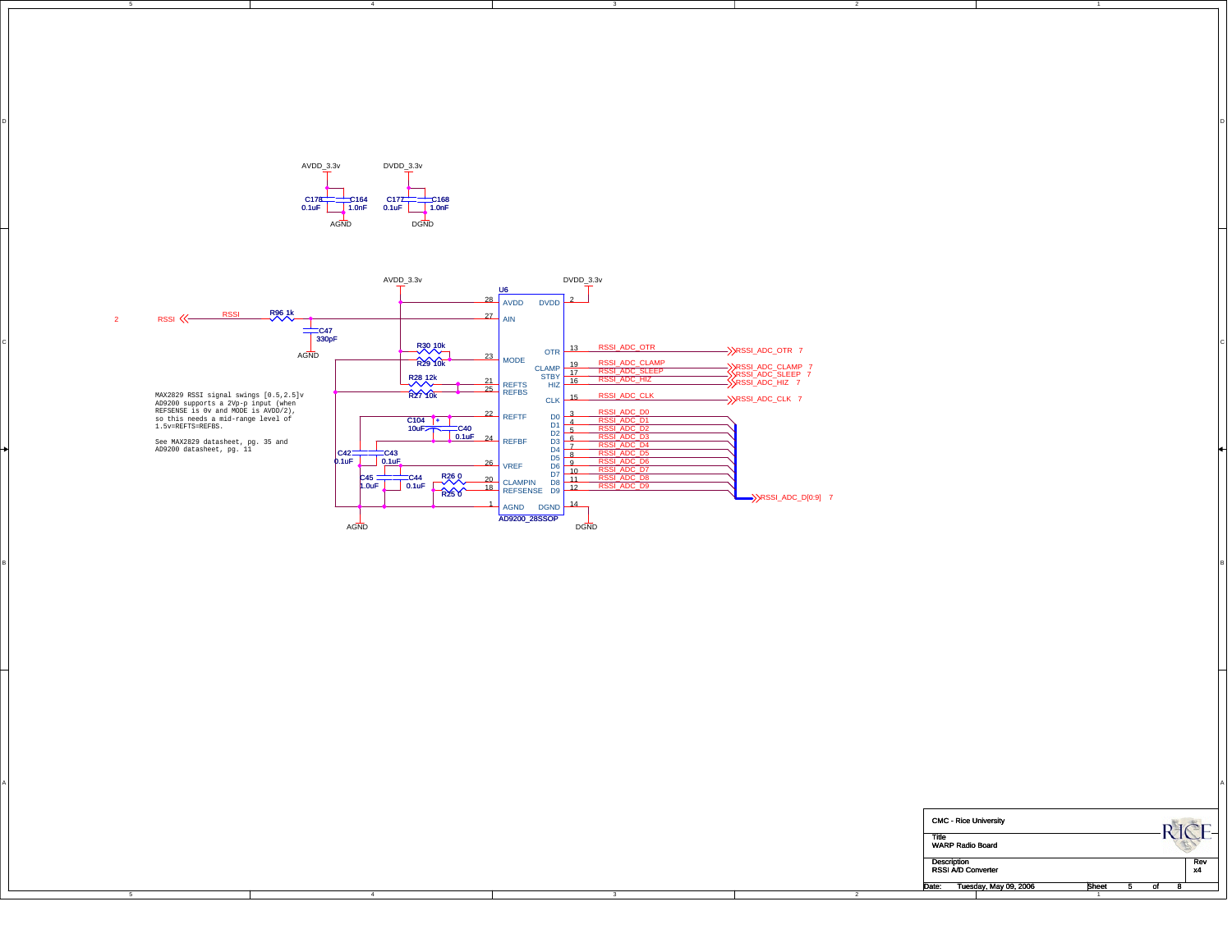MAX2829 RSSI signal swings [0.5,2.5]v
AD9200 supports a 2Vp-p input (when
REFSENSE is 0v and MODE is AVDD/2),
so this needs a mid-range level of
1.5v=REFTS=REFBS.

See MAX2829 datasheet, pg. 35 and
AD9200 datasheet, pg. 11

AVDD_3.3v, DVDD_3.3v

C178 0.1uF, C164 1.0nF, AGND

C177 0.1uF, C168 1.0nF, DGND

U6 AD9200_28SSOP

| Pin | Name | Net |
|---|---|---|
| 28 | AVDD | AVDD_3.3v |
| 27 | AIN | RSSI (via R96 1k, C47 330pF) |
| 23 | MODE | R30 10k, R29 10k |
| 21 | REFTS | R28 12k |
| 25 | REFBS | R27 10k |
| 22 | REFTF | C104 10uF, C40 0.1uF |
| 24 | REFBF | |
| 26 | VREF | C42 0.1uF, C43 0.1uF |
| 20 | CLAMPIN | R26 0 |
| 18 | REFSENSE | R25 0 |
| 1 | AGND | AGND |
| 2 | DVDD | DVDD_3.3v |
| 13 | OTR | RSSI_ADC_OTR |
| 19 | CLAMP | RSSI_ADC_CLAMP |
| 17 | STBY | RSSI_ADC_SLEEP |
| 16 | HIZ | RSSI_ADC_HIZ |
| 15 | CLK | RSSI_ADC_CLK |
| 3 | D0 | RSSI_ADC_D0 |
| 4 | D1 | RSSI_ADC_D1 |
| 5 | D2 | RSSI_ADC_D2 |
| 6 | D3 | RSSI_ADC_D3 |
| 7 | D4 | RSSI_ADC_D4 |
| 8 | D5 | RSSI_ADC_D5 |
| 9 | D6 | RSSI_ADC_D6 |
| 10 | D7 | RSSI_ADC_D7 |
| 11 | D8 | RSSI_ADC_D8 |
| 12 | D9 | RSSI_ADC_D9 |
| 14 | DGND | DGND |

C45 1.0uF, C44 0.1uF

RSSI_ADC_D[0:9] 7

| | |
|---|---|
| CMC - Rice University | |
| Title | WARP Radio Board |
| Description | RSSI A/D Converter |
| Rev | x4 |
| Date: | Tuesday, May 09, 2006 |
| Sheet | 5 of 8 |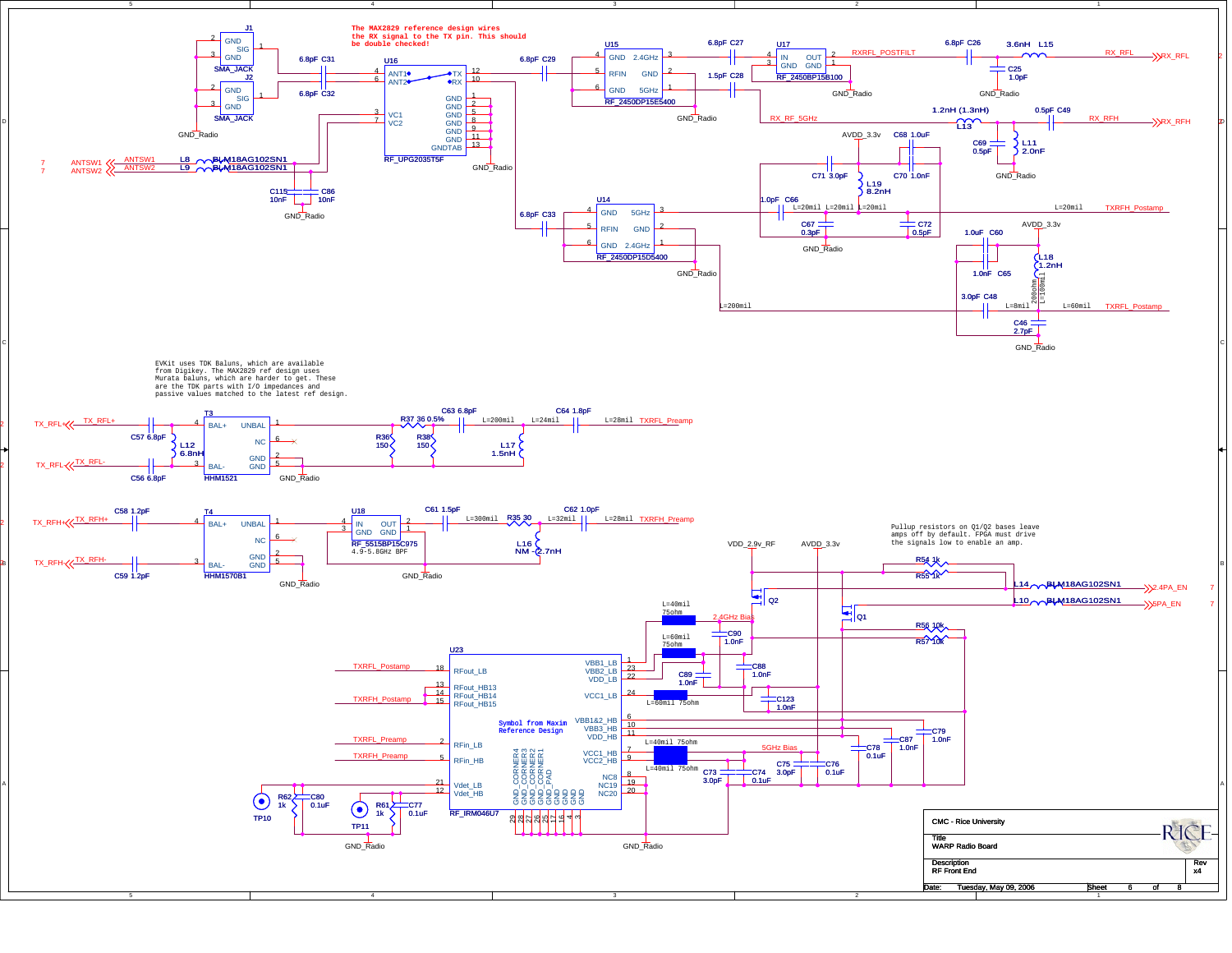The MAX2829 reference design wires the RX signal to the TX pin. This should be double checked!

EVKit uses TDK Baluns, which are available from Digikey. The MAX2829 ref design uses Murata baluns, which are harder to get. These are the TDK parts with I/O impedances and passive values matched to the latest ref design.

Pullup resistors on Q1/Q2 bases leave amps off by default. FPGA must drive the signals low to enable an amp.

Symbol from Maxim Reference Design

| | |
|---|---|
| CMC - Rice University | |
| Title | WARP Radio Board |
| Description | RF Front End |
| Rev | x4 |
| Date: | Tuesday, May 09, 2006 |
| Sheet | 6 of 8 |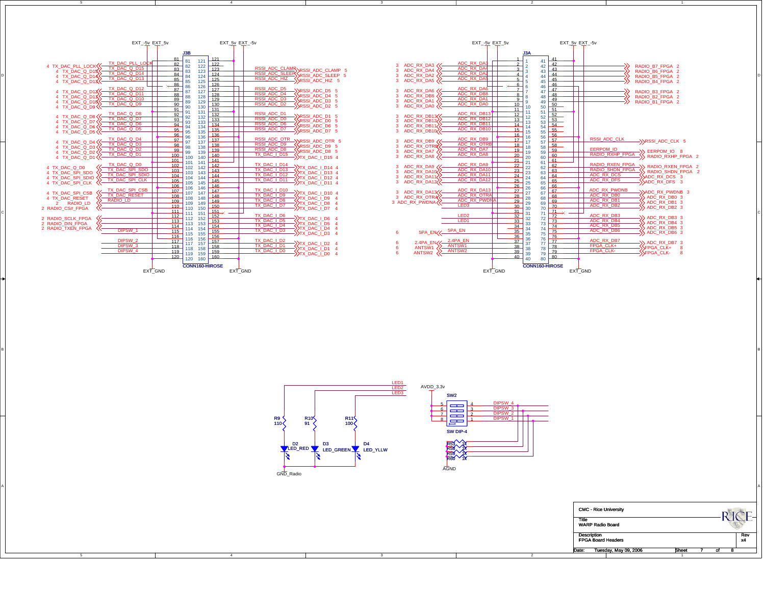# FPGA Board Headers

## J3B (CONN160-HIROSE)

Power: EXT_-5v, EXT_5v (pins 81/121 side), EXT_GND

| Pin | Net | Pin | Net |
|---|---|---|---|
| 81 | | 121 | |
| 82 | TX_DAC_PLL_LOCK | 122 | |
| 83 | TX_DAC_Q_D15 | 123 | RSSI_ADC_CLAMP |
| 84 | TX_DAC_Q_D14 | 124 | RSSI_ADC_SLEEP |
| 85 | TX_DAC_Q_D13 | 125 | RSSI_ADC_HIZ |
| 86 | | 126 | |
| 87 | TX_DAC_Q_D12 | 127 | RSSI_ADC_D5 |
| 88 | TX_DAC_Q_D11 | 128 | RSSI_ADC_D4 |
| 89 | TX_DAC_Q_D10 | 129 | RSSI_ADC_D3 |
| 90 | TX_DAC_Q_D9 | 130 | RSSI_ADC_D2 |
| 91 | | 131 | |
| 92 | TX_DAC_Q_D8 | 132 | RSSI_ADC_D1 |
| 93 | TX_DAC_Q_D7 | 133 | RSSI_ADC_D0 |
| 94 | TX_DAC_Q_D6 | 134 | RSSI_ADC_D6 |
| 95 | TX_DAC_Q_D5 | 135 | RSSI_ADC_D7 |
| 96 | | 136 | |
| 97 | TX_DAC_Q_D4 | 137 | RSSI_ADC_OTR |
| 98 | TX_DAC_Q_D3 | 138 | RSSI_ADC_D9 |
| 99 | TX_DAC_Q_D2 | 139 | RSSI_ADC_D8 |
| 100 | TX_DAC_Q_D1 | 140 | TX_DAC_I_D15 |
| 101 | | 141 | |
| 102 | TX_DAC_Q_D0 | 142 | TX_DAC_I_D14 |
| 103 | TX_DAC_SPI_SDO | 143 | TX_DAC_I_D13 |
| 104 | TX_DAC_SPI_SDIO | 144 | TX_DAC_I_D12 |
| 105 | TX_DAC_SPI_CLK | 145 | TX_DAC_I_D11 |
| 106 | | 146 | |
| 107 | TX_DAC_SPI_CSB | 147 | TX_DAC_I_D10 |
| 108 | TX_DAC_RESET | 148 | TX_DAC_I_D9 |
| 109 | RADIO_LD | 149 | TX_DAC_I_D8 |
| 110 | RADIO_CS#_FPGA | 150 | TX_DAC_I_D7 |
| 111 | | 151 | |
| 112 | RADIO_SCLK_FPGA | 152 | TX_DAC_I_D6 |
| 113 | RADIO_DIN_FPGA | 153 | TX_DAC_I_D5 |
| 114 | RADIO_TXEN_FPGA | 154 | TX_DAC_I_D4 |
| 115 | DIPSW_1 | 155 | TX_DAC_I_D3 |
| 116 | | 156 | |
| 117 | DIPSW_2 | 157 | TX_DAC_I_D2 |
| 118 | DIPSW_3 | 158 | TX_DAC_I_D1 |
| 119 | DIPSW_4 | 159 | TX_DAC_I_D0 |
| 120 | | 160 | |

## J3A (CONN160-HIROSE)

Power: EXT_-5v, EXT_5v, EXT_GND

| Pin | Net | Pin | Net |
|---|---|---|---|
| 1 | | 41 | |
| 2 | ADC_RX_DA3 | 42 | RADIO_B7_FPGA |
| 3 | ADC_RX_DA4 | 43 | RADIO_B6_FPGA |
| 4 | ADC_RX_DA2 | 44 | RADIO_B5_FPGA |
| 5 | ADC_RX_DA5 | 45 | RADIO_B4_FPGA |
| 6 | | 46 | |
| 7 | ADC_RX_DA6 | 47 | RADIO_B3_FPGA |
| 8 | ADC_RX_DB8 | 48 | RADIO_B2_FPGA |
| 9 | ADC_RX_DA1 | 49 | RADIO_B1_FPGA |
| 10 | ADC_RX_DA0 | 50 | |
| 11 | | 51 | |
| 12 | ADC_RX_DB13 | 52 | |
| 13 | ADC_RX_DB12 | 53 | |
| 14 | ADC_RX_DB11 | 54 | |
| 15 | ADC_RX_DB10 | 55 | |
| 16 | | 56 | |
| 17 | ADC_RX_DB9 | 57 | RSSI_ADC_CLK |
| 18 | ADC_RX_OTRB | 58 | |
| 19 | ADC_RX_DA7 | 59 | EERPOM_IO |
| 20 | ADC_RX_DA8 | 60 | RADIO_RXHP_FPGA |
| 21 | | 61 | |
| 22 | ADC_RX_DA9 | 62 | RADIO_RXEN_FPGA |
| 23 | ADC_RX_DA10 | 63 | RADIO_SHDN_FPGA |
| 24 | ADC_RX_DA11 | 64 | ADC_RX_DCS |
| 25 | ADC_RX_DA12 | 65 | ADC_RX_DFS |
| 26 | | 66 | |
| 27 | ADC_RX_DA13 | 67 | ADC_RX_PWDNB |
| 28 | ADC_RX_OTRA | 68 | ADC_RX_DB0 |
| 29 | ADC_RX_PWDNA | 69 | ADC_RX_DB1 |
| 30 | LED3 | 70 | ADC_RX_DB2 |
| 31 | | 71 | |
| 32 | LED2 | 72 | ADC_RX_DB3 |
| 33 | LED1 | 73 | ADC_RX_DB4 |
| 34 | | 74 | ADC_RX_DB5 |
| 35 | 5PA_EN | 75 | ADC_RX_DB6 |
| 36 | | 76 | |
| 37 | 2.4PA_EN | 77 | ADC_RX_DB7 |
| 38 | ANTSW1 | 78 | FPGA_CLK+ |
| 39 | ANTSW2 | 79 | FPGA_CLK- |
| 40 | | 80 | |

## LEDs

- LED1 – R9 110 – D2 LED_RED
- LED2 – R10 91 – D3 LED_GREEN
- LED3 – R11 100 – D4 LED_YLLW
- GND_Radio

## DIP Switch

SW2 (SW DIP-4), AVDD_3.3v: outputs DIPSW_4, DIPSW_3, DIPSW_2, DIPSW_1; pull-downs R53, R58, R59, R60 (1K) to AGND.

---

CMC - Rice University
Title: WARP Radio Board
Description: FPGA Board Headers
Rev: x4
Date: Tuesday, May 09, 2006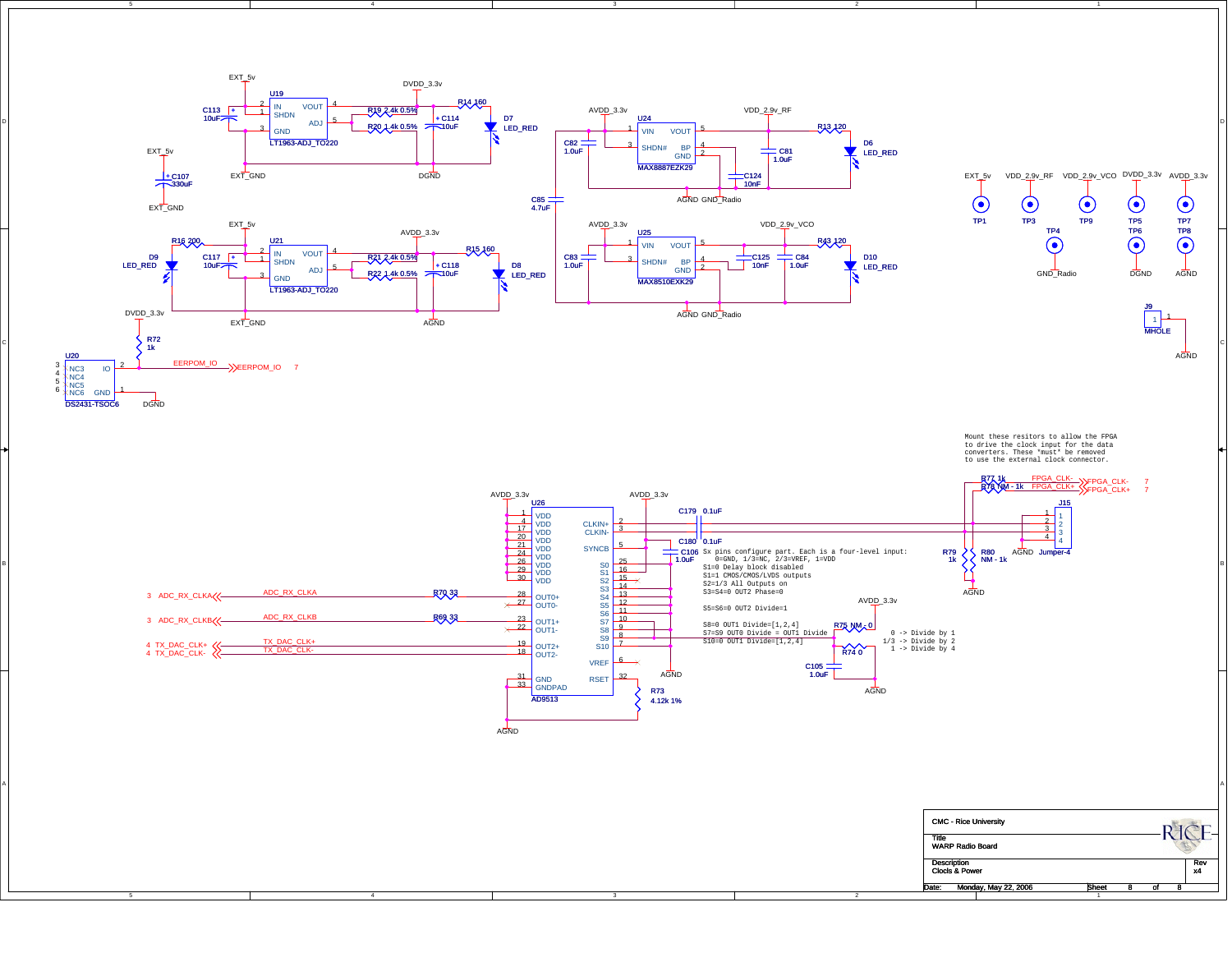EXT_5v

C113 10uF

U19
IN
SHDN
GND
VOUT
ADJ
LT1963-ADJ_TO220

DVDD_3.3v

R19 2.4k 0.5%
R20 1.4k 0.5%
C114 10uF
R14 160
D7 LED_RED

EXT_5v
C107 330uF
EXT_GND
EXT_GND
DGND

AVDD_3.3v
U24
VIN
SHDN#
VOUT
BP
GND
MAX8887EZK29
C82 1.0uF
VDD_2.9v_RF
R13 120
D6 LED_RED
C81 1.0uF
C124 10nF
AGND GND_Radio
C85 4.7uF

EXT_5v
R16 200
D9 LED_RED
C117 10uF
U21
IN
SHDN
GND
VOUT
ADJ
LT1963-ADJ_TO220
AVDD_3.3v
R21 2.4k 0.5%
R22 1.4k 0.5%
C118 10uF
R15 160
D8 LED_RED
EXT_GND
AGND

AVDD_3.3v
U25
VIN
SHDN#
VOUT
BP
GND
MAX8510EXK29
C83 1.0uF
VDD_2.9v_VCO
C125 10nF
C84 1.0uF
R43 120
D10 LED_RED
AGND GND_Radio

DVDD_3.3v
R72 1k
U20
NC3
NC4
NC5
NC6
IO
GND
DS2431-TSOC6
DGND
EERPOM_IO
EERPOM_IO 7

EXT_5v TP1
VDD_2.9v_RF TP3
VDD_2.9v_VCO TP9
DVDD_3.3v TP5
AVDD_3.3v TP7
TP4 GND_Radio
TP6 DGND
TP8 AGND

J9 MHOLE
AGND

Mount these resitors to allow the FPGA to drive the clock input for the data converters. These \*must\* be removed to use the external clock connector.

R77 1k
R78 NM - 1k
FPGA_CLK- 7
FPGA_CLK+ 7
J15 Jumper-4
R79 1k
R80 NM - 1k
AGND

AVDD_3.3v
U26
VDD
GND
GNDPAD
AD9513
CLKIN+
CLKIN-
SYNCB
S0
S1
S2
S3
S4
S5
S6
S7
S8
S9
S10
VREF
RSET
OUT0+
OUT0-
OUT1+
OUT1-
OUT2+
OUT2-

AVDD_3.3v
C179 0.1uF
C180 0.1uF
C106 1.0uF

Sx pins configure part. Each is a four-level input:
0=GND, 1/3=NC, 2/3=VREF, 1=VDD
S1=0 Delay block disabled
S1=1 CMOS/CMOS/LVDS outputs
S2=1/3 All Outputs on
S3=S4=0 OUT2 Phase=0

S5=S6=0 OUT2 Divide=1

S8=0 OUT1 Divide=[1,2,4]
S7=S9 OUT0 Divide = OUT1 Divide
S10=0 OUT1 Divide=[1,2,4]

AVDD_3.3v
R75 NM - 0
R74 0
C105 1.0uF
0 -> Divide by 1
1/3 -> Divide by 2
1 -> Divide by 4

3 ADC_RX_CLKA
ADC_RX_CLKA
R70 33
3 ADC_RX_CLKB
ADC_RX_CLKB
R69 33
4 TX_DAC_CLK+
4 TX_DAC_CLK-
TX_DAC_CLK+
TX_DAC_CLK-
R73 4.12k 1%
AGND

CMC - Rice University

Title
WARP Radio Board

Description
Clocls & Power

Rev
x4

Date: Monday, May 22, 2006